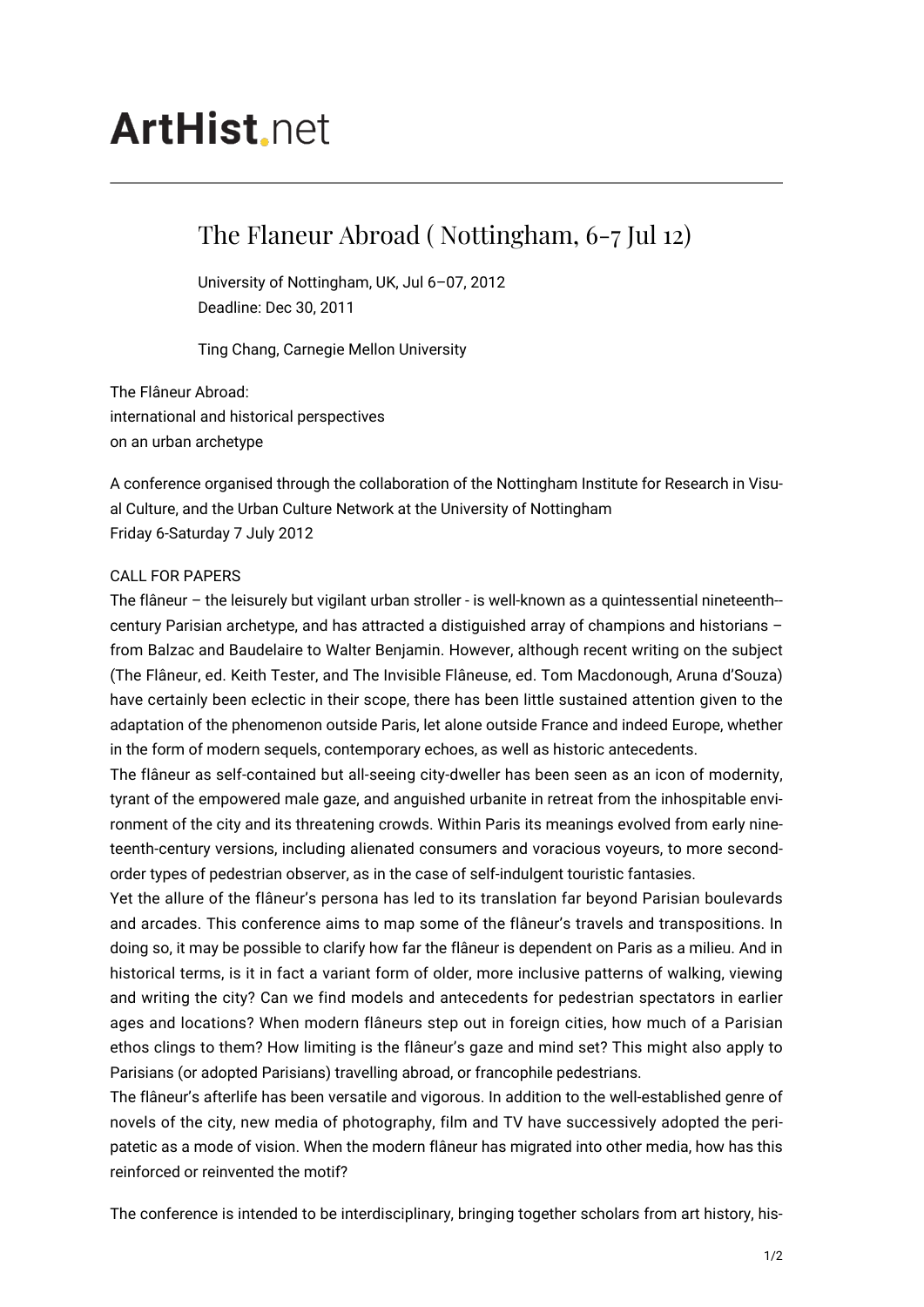# ArtHist.net

## The Flaneur Abroad ( Nottingham, 6-7 Jul 12)

University of Nottingham, UK, Jul 6–07, 2012
Deadline: Dec 30, 2011

Ting Chang, Carnegie Mellon University

The Flâneur Abroad:
international and historical perspectives
on an urban archetype

A conference organised through the collaboration of the Nottingham Institute for Research in Visual Culture, and the Urban Culture Network at the University of Nottingham
Friday 6-Saturday 7 July 2012

CALL FOR PAPERS

The flâneur – the leisurely but vigilant urban stroller - is well-known as a quintessential nineteenth-century Parisian archetype, and has attracted a distiguished array of champions and historians – from Balzac and Baudelaire to Walter Benjamin. However, although recent writing on the subject (The Flâneur, ed. Keith Tester, and The Invisible Flâneuse, ed. Tom Macdonough, Aruna d'Souza) have certainly been eclectic in their scope, there has been little sustained attention given to the adaptation of the phenomenon outside Paris, let alone outside France and indeed Europe, whether in the form of modern sequels, contemporary echoes, as well as historic antecedents.

The flâneur as self-contained but all-seeing city-dweller has been seen as an icon of modernity, tyrant of the empowered male gaze, and anguished urbanite in retreat from the inhospitable environment of the city and its threatening crowds. Within Paris its meanings evolved from early nineteenth-century versions, including alienated consumers and voracious voyeurs, to more second-order types of pedestrian observer, as in the case of self-indulgent touristic fantasies.

Yet the allure of the flâneur's persona has led to its translation far beyond Parisian boulevards and arcades. This conference aims to map some of the flâneur's travels and transpositions. In doing so, it may be possible to clarify how far the flâneur is dependent on Paris as a milieu. And in historical terms, is it in fact a variant form of older, more inclusive patterns of walking, viewing and writing the city? Can we find models and antecedents for pedestrian spectators in earlier ages and locations? When modern flâneurs step out in foreign cities, how much of a Parisian ethos clings to them? How limiting is the flâneur's gaze and mind set? This might also apply to Parisians (or adopted Parisians) travelling abroad, or francophile pedestrians.

The flâneur's afterlife has been versatile and vigorous. In addition to the well-established genre of novels of the city, new media of photography, film and TV have successively adopted the peripatetic as a mode of vision. When the modern flâneur has migrated into other media, how has this reinforced or reinvented the motif?

The conference is intended to be interdisciplinary, bringing together scholars from art history, his-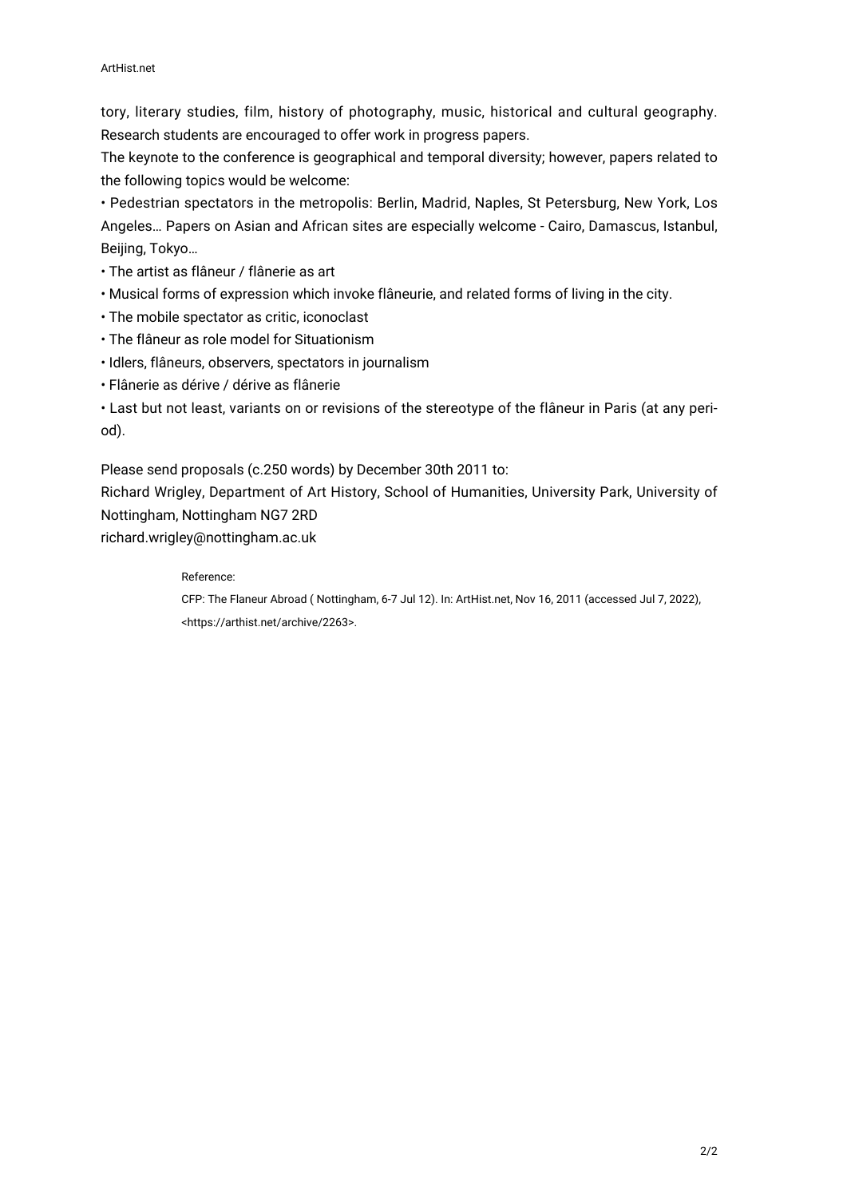tory, literary studies, film, history of photography, music, historical and cultural geography. Research students are encouraged to offer work in progress papers.

The keynote to the conference is geographical and temporal diversity; however, papers related to the following topics would be welcome:

• Pedestrian spectators in the metropolis: Berlin, Madrid, Naples, St Petersburg, New York, Los Angeles… Papers on Asian and African sites are especially welcome - Cairo, Damascus, Istanbul, Beijing, Tokyo…

• The artist as flâneur / flânerie as art

• Musical forms of expression which invoke flâneurie, and related forms of living in the city.

• The mobile spectator as critic, iconoclast

• The flâneur as role model for Situationism

• Idlers, flâneurs, observers, spectators in journalism

• Flânerie as dérive / dérive as flânerie

• Last but not least, variants on or revisions of the stereotype of the flâneur in Paris (at any period).

Please send proposals (c.250 words) by December 30th 2011 to:

Richard Wrigley, Department of Art History, School of Humanities, University Park, University of Nottingham, Nottingham NG7 2RD

richard.wrigley@nottingham.ac.uk

Reference:

CFP: The Flaneur Abroad ( Nottingham, 6-7 Jul 12). In: ArtHist.net, Nov 16, 2011 (accessed Jul 7, 2022), <https://arthist.net/archive/2263>.